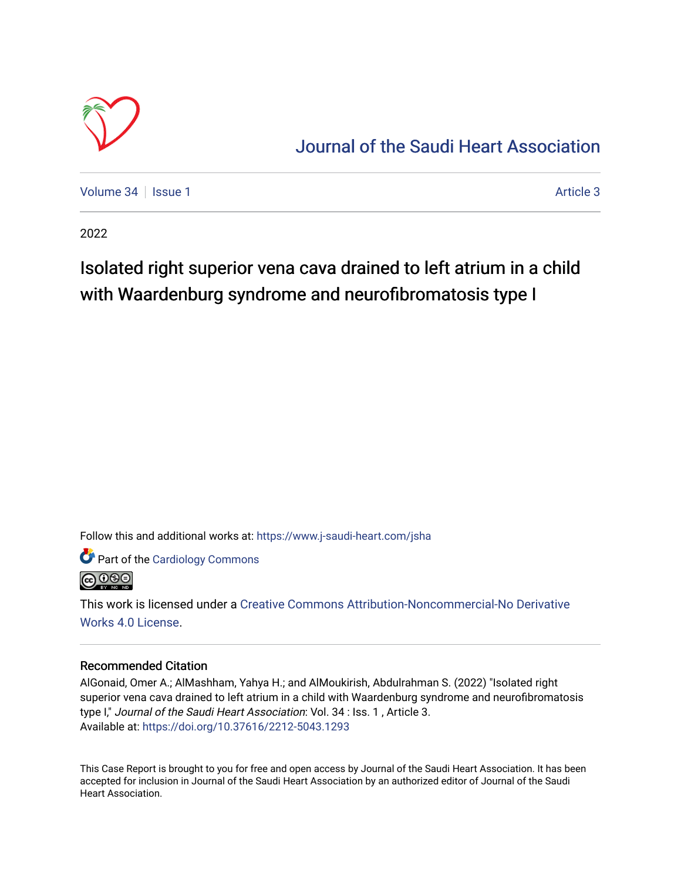# Journal of the Saudi Heart Association

Volume 34 | Issue 1 Article 3

2022

## Isolated right superior vena cava drained to left atrium in a child with Waardenburg syndrome and neurofibromatosis type I

Follow this and additional works at: https://www.j-saudi-heart.com/jsha

Part of the Cardiology Commons

This work is licensed under a Creative Commons Attribution-Noncommercial-No Derivative Works 4.0 License.

### Recommended Citation

AlGonaid, Omer A.; AlMashham, Yahya H.; and AlMoukirish, Abdulrahman S. (2022) "Isolated right superior vena cava drained to left atrium in a child with Waardenburg syndrome and neurofibromatosis type I," *Journal of the Saudi Heart Association*: Vol. 34 : Iss. 1 , Article 3.
Available at: https://doi.org/10.37616/2212-5043.1293

This Case Report is brought to you for free and open access by Journal of the Saudi Heart Association. It has been accepted for inclusion in Journal of the Saudi Heart Association by an authorized editor of Journal of the Saudi Heart Association.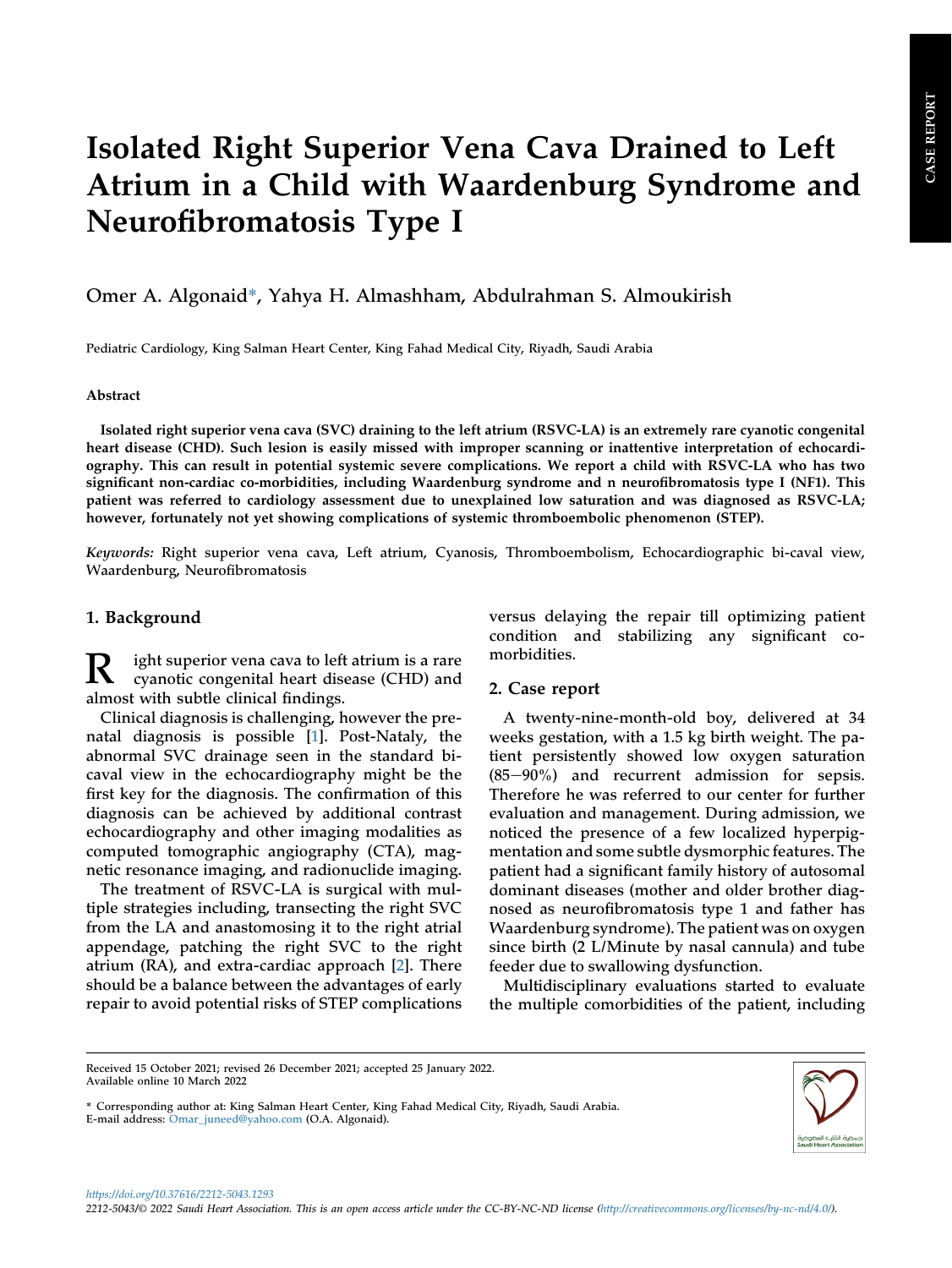# Isolated Right Superior Vena Cava Drained to Left Atrium in a Child with Waardenburg Syndrome and Neurofibromatosis Type I

Omer A. Algonaid*, Yahya H. Almashham, Abdulrahman S. Almoukirish

Pediatric Cardiology, King Salman Heart Center, King Fahad Medical City, Riyadh, Saudi Arabia

## Abstract

**Isolated right superior vena cava (SVC) draining to the left atrium (RSVC-LA) is an extremely rare cyanotic congenital heart disease (CHD). Such lesion is easily missed with improper scanning or inattentive interpretation of echocardiography. This can result in potential systemic severe complications. We report a child with RSVC-LA who has two significant non-cardiac co-morbidities, including Waardenburg syndrome and n neurofibromatosis type I (NF1). This patient was referred to cardiology assessment due to unexplained low saturation and was diagnosed as RSVC-LA; however, fortunately not yet showing complications of systemic thromboembolic phenomenon (STEP).**

*Keywords:* Right superior vena cava, Left atrium, Cyanosis, Thromboembolism, Echocardiographic bi-caval view, Waardenburg, Neurofibromatosis

## 1. Background

Right superior vena cava to left atrium is a rare cyanotic congenital heart disease (CHD) and almost with subtle clinical findings.

Clinical diagnosis is challenging, however the prenatal diagnosis is possible [1]. Post-Nataly, the abnormal SVC drainage seen in the standard bicaval view in the echocardiography might be the first key for the diagnosis. The confirmation of this diagnosis can be achieved by additional contrast echocardiography and other imaging modalities as computed tomographic angiography (CTA), magnetic resonance imaging, and radionuclide imaging.

The treatment of RSVC-LA is surgical with multiple strategies including, transecting the right SVC from the LA and anastomosing it to the right atrial appendage, patching the right SVC to the right atrium (RA), and extra-cardiac approach [2]. There should be a balance between the advantages of early repair to avoid potential risks of STEP complications versus delaying the repair till optimizing patient condition and stabilizing any significant comorbidities.

## 2. Case report

A twenty-nine-month-old boy, delivered at 34 weeks gestation, with a 1.5 kg birth weight. The patient persistently showed low oxygen saturation (85–90%) and recurrent admission for sepsis. Therefore he was referred to our center for further evaluation and management. During admission, we noticed the presence of a few localized hyperpigmentation and some subtle dysmorphic features. The patient had a significant family history of autosomal dominant diseases (mother and older brother diagnosed as neurofibromatosis type 1 and father has Waardenburg syndrome). The patient was on oxygen since birth (2 L/Minute by nasal cannula) and tube feeder due to swallowing dysfunction.

Multidisciplinary evaluations started to evaluate the multiple comorbidities of the patient, including

Received 15 October 2021; revised 26 December 2021; accepted 25 January 2022.
Available online 10 March 2022

* Corresponding author at: King Salman Heart Center, King Fahad Medical City, Riyadh, Saudi Arabia.
E-mail address: Omar_juneed@yahoo.com (O.A. Algonaid).

https://doi.org/10.37616/2212-5043.1293
2212-5043/© 2022 Saudi Heart Association. This is an open access article under the CC-BY-NC-ND license (http://creativecommons.org/licenses/by-nc-nd/4.0/).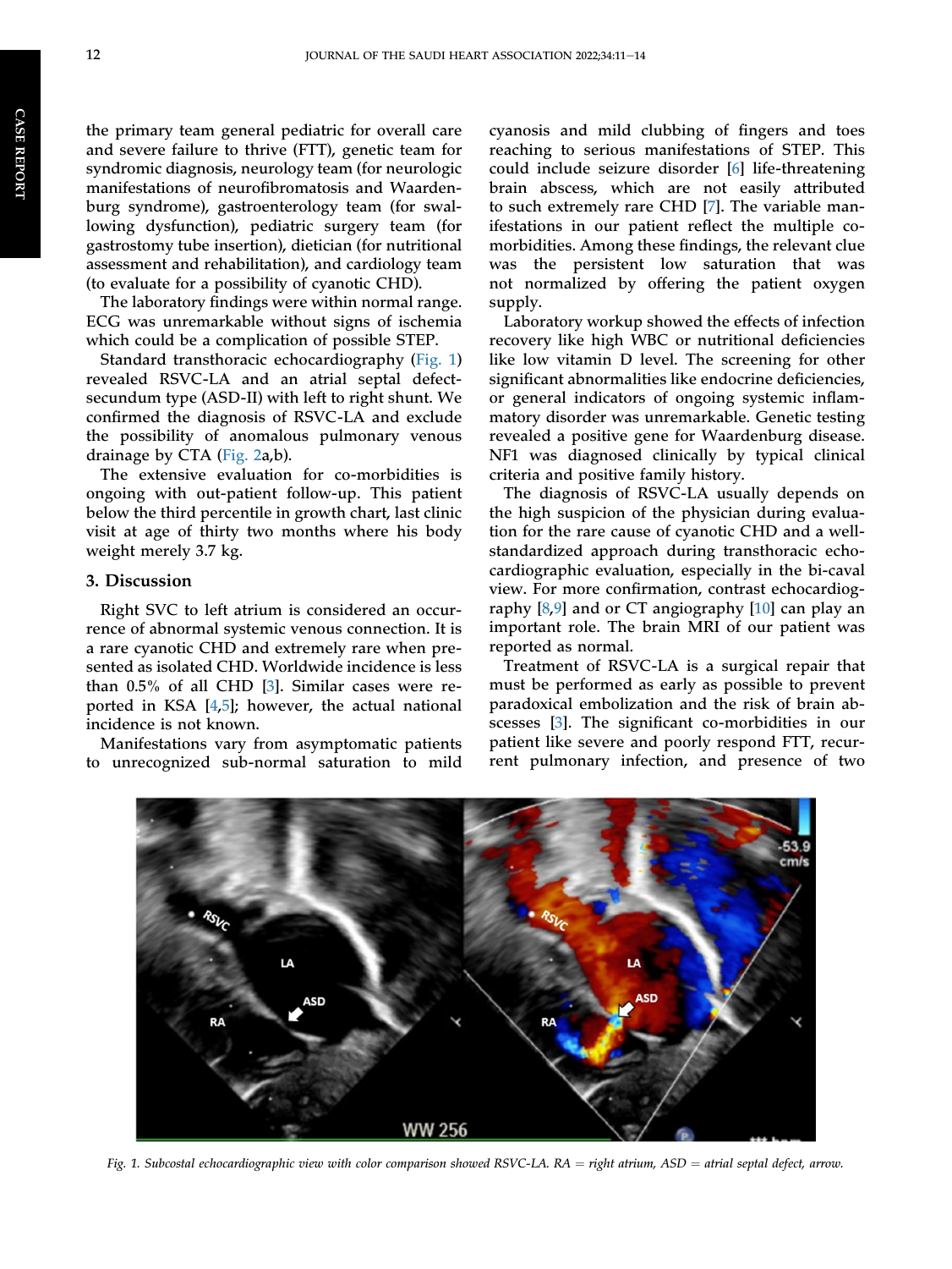the primary team general pediatric for overall care and severe failure to thrive (FTT), genetic team for syndromic diagnosis, neurology team (for neurologic manifestations of neurofibromatosis and Waardenburg syndrome), gastroenterology team (for swallowing dysfunction), pediatric surgery team (for gastrostomy tube insertion), dietician (for nutritional assessment and rehabilitation), and cardiology team (to evaluate for a possibility of cyanotic CHD).

The laboratory findings were within normal range. ECG was unremarkable without signs of ischemia which could be a complication of possible STEP.

Standard transthoracic echocardiography (Fig. 1) revealed RSVC-LA and an atrial septal defect-secundum type (ASD-II) with left to right shunt. We confirmed the diagnosis of RSVC-LA and exclude the possibility of anomalous pulmonary venous drainage by CTA (Fig. 2a,b).

The extensive evaluation for co-morbidities is ongoing with out-patient follow-up. This patient below the third percentile in growth chart, last clinic visit at age of thirty two months where his body weight merely 3.7 kg.

## 3. Discussion

Right SVC to left atrium is considered an occurrence of abnormal systemic venous connection. It is a rare cyanotic CHD and extremely rare when presented as isolated CHD. Worldwide incidence is less than 0.5% of all CHD [3]. Similar cases were reported in KSA [4,5]; however, the actual national incidence is not known.

Manifestations vary from asymptomatic patients to unrecognized sub-normal saturation to mild cyanosis and mild clubbing of fingers and toes reaching to serious manifestations of STEP. This could include seizure disorder [6] life-threatening brain abscess, which are not easily attributed to such extremely rare CHD [7]. The variable manifestations in our patient reflect the multiple co-morbidities. Among these findings, the relevant clue was the persistent low saturation that was not normalized by offering the patient oxygen supply.

Laboratory workup showed the effects of infection recovery like high WBC or nutritional deficiencies like low vitamin D level. The screening for other significant abnormalities like endocrine deficiencies, or general indicators of ongoing systemic inflammatory disorder was unremarkable. Genetic testing revealed a positive gene for Waardenburg disease. NF1 was diagnosed clinically by typical clinical criteria and positive family history.

The diagnosis of RSVC-LA usually depends on the high suspicion of the physician during evaluation for the rare cause of cyanotic CHD and a well-standardized approach during transthoracic echocardiographic evaluation, especially in the bi-caval view. For more confirmation, contrast echocardiography [8,9] and or CT angiography [10] can play an important role. The brain MRI of our patient was reported as normal.

Treatment of RSVC-LA is a surgical repair that must be performed as early as possible to prevent paradoxical embolization and the risk of brain abscesses [3]. The significant co-morbidities in our patient like severe and poorly respond FTT, recurrent pulmonary infection, and presence of two

*Fig. 1. Subcostal echocardiographic view with color comparison showed RSVC-LA. RA = right atrium, ASD = atrial septal defect, arrow.*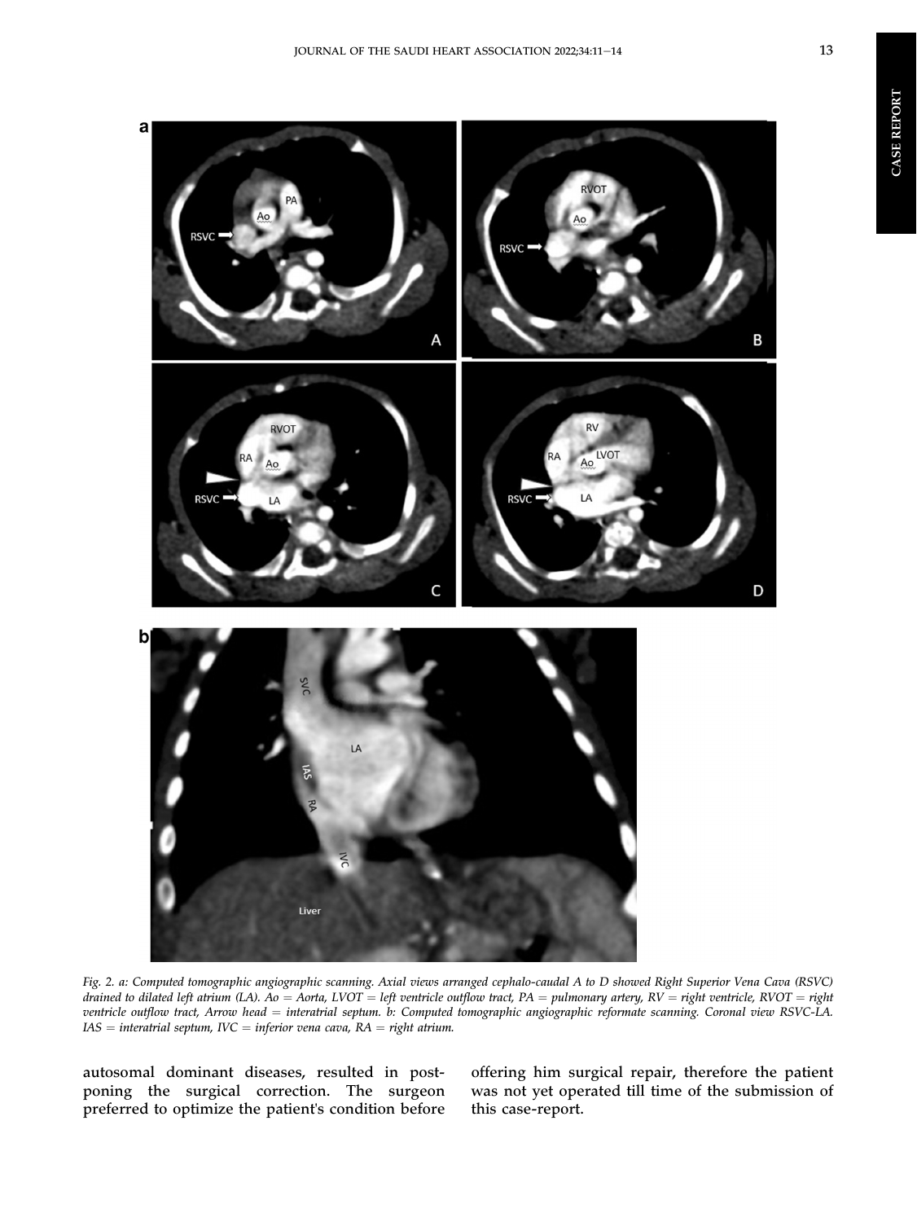Fig. 2. a: Computed tomographic angiographic scanning. Axial views arranged cephalo-caudal A to D showed Right Superior Vena Cava (RSVC) drained to dilated left atrium (LA). Ao = Aorta, LVOT = left ventricle outflow tract, PA = pulmonary artery, RV = right ventricle, RVOT = right ventricle outflow tract, Arrow head = interatrial septum. b: Computed tomographic angiographic reformate scanning. Coronal view RSVC-LA. IAS = interatrial septum, IVC = inferior vena cava, RA = right atrium.

autosomal dominant diseases, resulted in postponing the surgical correction. The surgeon preferred to optimize the patient's condition before offering him surgical repair, therefore the patient was not yet operated till time of the submission of this case-report.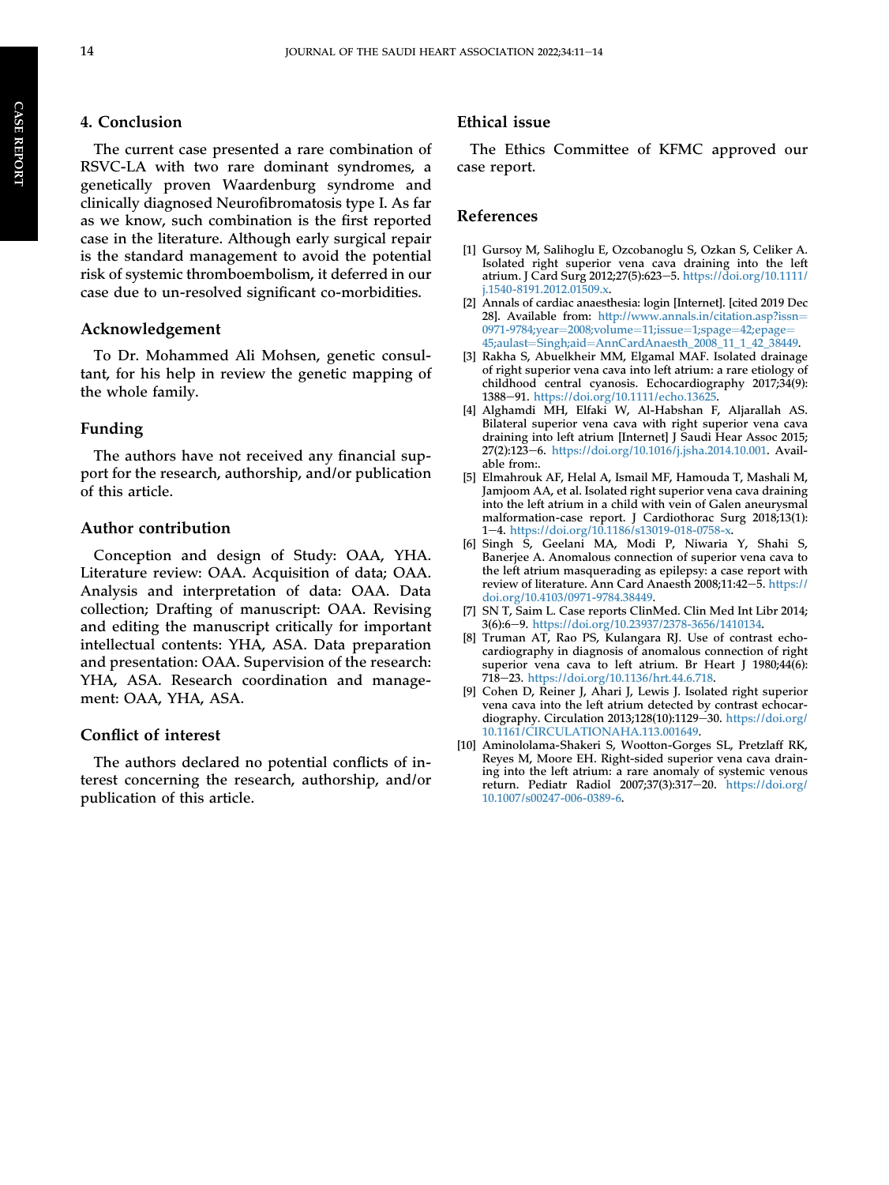## 4. Conclusion

The current case presented a rare combination of RSVC-LA with two rare dominant syndromes, a genetically proven Waardenburg syndrome and clinically diagnosed Neurofibromatosis type I. As far as we know, such combination is the first reported case in the literature. Although early surgical repair is the standard management to avoid the potential risk of systemic thromboembolism, it deferred in our case due to un-resolved significant co-morbidities.

## Acknowledgement

To Dr. Mohammed Ali Mohsen, genetic consultant, for his help in review the genetic mapping of the whole family.

## Funding

The authors have not received any financial support for the research, authorship, and/or publication of this article.

## Author contribution

Conception and design of Study: OAA, YHA. Literature review: OAA. Acquisition of data; OAA. Analysis and interpretation of data: OAA. Data collection; Drafting of manuscript: OAA. Revising and editing the manuscript critically for important intellectual contents: YHA, ASA. Data preparation and presentation: OAA. Supervision of the research: YHA, ASA. Research coordination and management: OAA, YHA, ASA.

## Conflict of interest

The authors declared no potential conflicts of interest concerning the research, authorship, and/or publication of this article.

## Ethical issue

The Ethics Committee of KFMC approved our case report.

## References

[1] Gursoy M, Salihoglu E, Ozcobanoglu S, Ozkan S, Celiker A. Isolated right superior vena cava draining into the left atrium. J Card Surg 2012;27(5):623−5. https://doi.org/10.1111/j.1540-8191.2012.01509.x.

[2] Annals of cardiac anaesthesia: login [Internet]. [cited 2019 Dec 28]. Available from: http://www.annals.in/citation.asp?issn=0971-9784;year=2008;volume=11;issue=1;spage=42;epage=45;aulast=Singh;aid=AnnCardAnaesth_2008_11_1_42_38449.

[3] Rakha S, Abuelkheir MM, Elgamal MAF. Isolated drainage of right superior vena cava into left atrium: a rare etiology of childhood central cyanosis. Echocardiography 2017;34(9):1388−91. https://doi.org/10.1111/echo.13625.

[4] Alghamdi MH, Elfaki W, Al-Habshan F, Aljarallah AS. Bilateral superior vena cava with right superior vena cava draining into left atrium [Internet] J Saudi Hear Assoc 2015;27(2):123−6. https://doi.org/10.1016/j.jsha.2014.10.001. Available from:.

[5] Elmahrouk AF, Helal A, Ismail MF, Hamouda T, Mashali M, Jamjoom AA, et al. Isolated right superior vena cava draining into the left atrium in a child with vein of Galen aneurysmal malformation-case report. J Cardiothorac Surg 2018;13(1):1−4. https://doi.org/10.1186/s13019-018-0758-x.

[6] Singh S, Geelani MA, Modi P, Niwaria Y, Shahi S, Banerjee A. Anomalous connection of superior vena cava to the left atrium masquerading as epilepsy: a case report with review of literature. Ann Card Anaesth 2008;11:42−5. https://doi.org/10.4103/0971-9784.38449.

[7] SN T, Saim L. Case reports ClinMed. Clin Med Int Libr 2014;3(6):6−9. https://doi.org/10.23937/2378-3656/1410134.

[8] Truman AT, Rao PS, Kulangara RJ. Use of contrast echocardiography in diagnosis of anomalous connection of right superior vena cava to left atrium. Br Heart J 1980;44(6):718−23. https://doi.org/10.1136/hrt.44.6.718.

[9] Cohen D, Reiner J, Ahari J, Lewis J. Isolated right superior vena cava into the left atrium detected by contrast echocardiography. Circulation 2013;128(10):1129−30. https://doi.org/10.1161/CIRCULATIONAHA.113.001649.

[10] Aminololama-Shakeri S, Wootton-Gorges SL, Pretzlaff RK, Reyes M, Moore EH. Right-sided superior vena cava draining into the left atrium: a rare anomaly of systemic venous return. Pediatr Radiol 2007;37(3):317−20. https://doi.org/10.1007/s00247-006-0389-6.